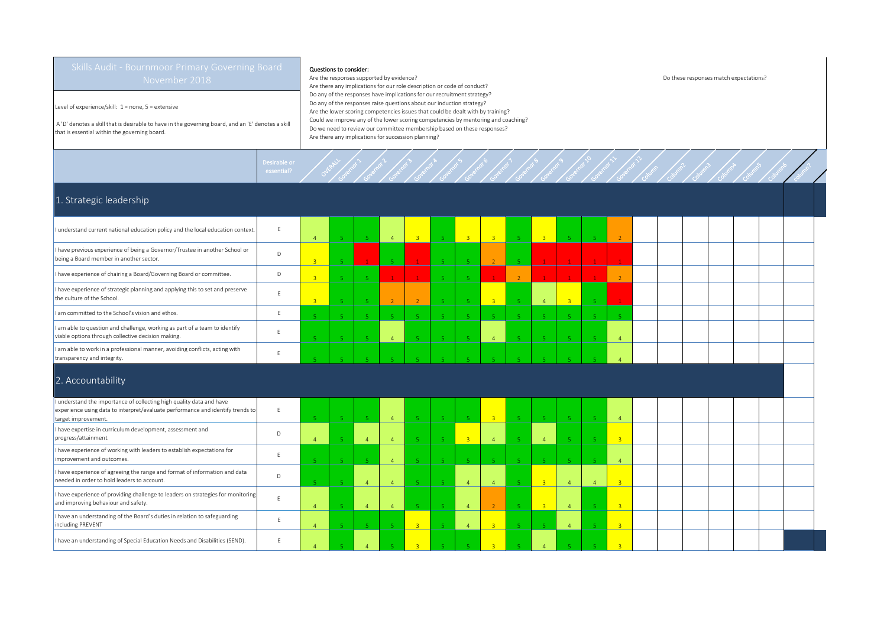# Skills Audit - Bournmoor Primary Governing Board November 2018

Level of experience/skill: 1 = none, 5 = extensive

A 'D' denotes a skill that is desirable to have in the governing board, and an 'E' denotes a skill that is essential within the governing board.

**Questions to consider:**

Are the responses supported by evidence?
Are there any implications for our role description or code of conduct?
Do any of the responses have implications for our recruitment strategy?
Do any of the responses raise questions about our induction strategy?
Are the lower scoring competencies issues that could be dealt with by training?
Could we improve any of the lower scoring competencies by mentoring and coaching?
Do we need to review our committee membership based on these responses?
Are there any implications for succession planning?

Do these responses match expectations?

| | Desirable or essential? | OVERALL | Governor 1 | Governor 2 | Governor 3 | Governor 4 | Governor 5 | Governor 6 | Governor 7 | Governor 8 | Governor 9 | Governor 10 | Governor 11 | Governor 12 | Column | Column2 | Column3 | Column4 | Column5 | Column6 | Column7 |
|---|---|---|---|---|---|---|---|---|---|---|---|---|---|---|---|---|---|---|---|---|---|
| **1. Strategic leadership** | | | | | | | | | | | | | | | | | | | | | |
| I understand current national education policy and the local education context. | E | 4 | 5 | 5 | 4 | 3 | 5 | 3 | 3 | 5 | 3 | 5 | 5 | 2 | | | | | | | |
| I have previous experience of being a Governor/Trustee in another School or being a Board member in another sector. | D | 3 | 5 | 1 | 5 | 1 | 5 | 5 | 2 | 5 | 1 | 1 | 1 | 1 | | | | | | | |
| I have experience of chairing a Board/Governing Board or committee. | D | 3 | 5 | 5 | 1 | 1 | 5 | 5 | 1 | 2 | 1 | 1 | 1 | 2 | | | | | | | |
| I have experience of strategic planning and applying this to set and preserve the culture of the School. | E | 3 | 5 | 5 | 2 | 2 | 5 | 5 | 3 | 5 | 4 | 3 | 5 | 1 | | | | | | | |
| I am committed to the School's vision and ethos. | E | 5 | 5 | 5 | 5 | 5 | 5 | 5 | 5 | 5 | 5 | 5 | 5 | 5 | | | | | | | |
| I am able to question and challenge, working as part of a team to identify viable options through collective decision making. | E | 5 | 5 | 5 | 4 | 5 | 5 | 5 | 4 | 5 | 5 | 5 | 5 | 4 | | | | | | | |
| I am able to work in a professional manner, avoiding conflicts, acting with transparency and integrity. | E | 5 | 5 | 5 | 5 | 5 | 5 | 5 | 5 | 5 | 5 | 5 | 5 | 4 | | | | | | | |
| **2. Accountability** | | | | | | | | | | | | | | | | | | | | | |
| I understand the importance of collecting high quality data and have experience using data to interpret/evaluate performance and identify trends to target improvement. | E | 5 | 5 | 5 | 4 | 5 | 5 | 5 | 3 | 5 | 5 | 5 | 5 | 4 | | | | | | | |
| I have expertise in curriculum development, assessment and progress/attainment. | D | 4 | 5 | 4 | 4 | 5 | 5 | 3 | 4 | 5 | 4 | 5 | 5 | 3 | | | | | | | |
| I have experience of working with leaders to establish expectations for improvement and outcomes. | E | 5 | 5 | 5 | 4 | 5 | 5 | 5 | 5 | 5 | 5 | 5 | 5 | 4 | | | | | | | |
| I have experience of agreeing the range and format of information and data needed in order to hold leaders to account. | D | 5 | 5 | 4 | 4 | 5 | 5 | 4 | 4 | 5 | 3 | 4 | 4 | 3 | | | | | | | |
| I have experience of providing challenge to leaders on strategies for monitoring and improving behaviour and safety. | E | 4 | 5 | 4 | 4 | 5 | 5 | 4 | 2 | 5 | 3 | 4 | 5 | 3 | | | | | | | |
| I have an understanding of the Board's duties in relation to safeguarding including PREVENT | E | 4 | 5 | 5 | 5 | 3 | 5 | 4 | 3 | 5 | 5 | 4 | 5 | 3 | | | | | | | |
| I have an understanding of Special Education Needs and Disabilities (SEND). | E | 4 | 5 | 4 | 5 | 3 | 5 | 5 | 3 | 5 | 4 | 5 | 5 | 3 | | | | | | | |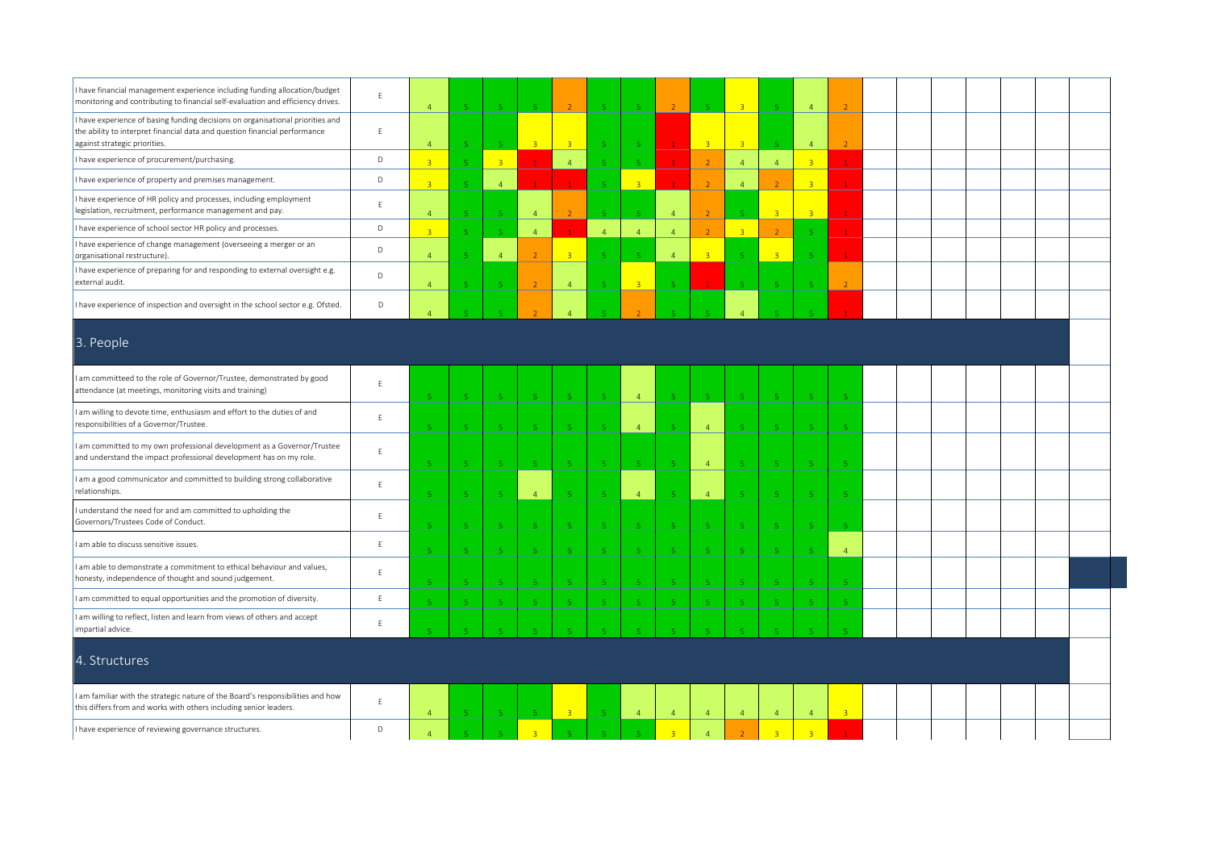| | | | | | | | | | | | | | | | | | | | | | |
|---|---|---|---|---|---|---|---|---|---|---|---|---|---|---|---|---|---|---|---|---|---|
| I have financial management experience including funding allocation/budget monitoring and contributing to financial self-evaluation and efficiency drives. | E | 4 | 5 | 5 | 5 | 2 | 5 | 5 | 2 | 5 | 3 | 5 | 4 | 2 | | | | | | | |
| I have experience of basing funding decisions on organisational priorities and the ability to interpret financial data and question financial performance against strategic priorities. | E | 4 | 5 | 5 | 3 | 3 | 5 | 5 | 1 | 3 | 3 | 5 | 4 | 2 | | | | | | | |
| I have experience of procurement/purchasing. | D | 3 | 5 | 3 | 1 | 4 | 5 | 5 | 1 | 2 | 4 | 4 | 3 | 1 | | | | | | | |
| I have experience of property and premises management. | D | 3 | 5 | 4 | 1 | 1 | 5 | 3 | 1 | 2 | 4 | 2 | 3 | 1 | | | | | | | |
| I have experience of HR policy and processes, including employment legislation, recruitment, performance management and pay. | E | 4 | 5 | 5 | 4 | 2 | 5 | 5 | 4 | 2 | 5 | 3 | 3 | 1 | | | | | | | |
| I have experience of school sector HR policy and processes. | D | 3 | 5 | 5 | 4 | 1 | 4 | 4 | 4 | 2 | 3 | 2 | 5 | 1 | | | | | | | |
| I have experience of change management (overseeing a merger or an organisational restructure). | D | 4 | 5 | 4 | 2 | 3 | 5 | 5 | 4 | 3 | 5 | 3 | 5 | 1 | | | | | | | |
| I have experience of preparing for and responding to external oversight e.g. external audit. | D | 4 | 5 | 5 | 2 | 4 | 5 | 3 | 5 | 1 | 5 | 5 | 5 | 2 | | | | | | | |
| I have experience of inspection and oversight in the school sector e.g. Ofsted. | D | 4 | 5 | 5 | 2 | 4 | 5 | 2 | 5 | 5 | 4 | 5 | 5 | 1 | | | | | | | |
| **3. People** | | | | | | | | | | | | | | | | | | | | | |
| I am committeed to the role of Governor/Trustee, demonstrated by good attendance (at meetings, monitoring visits and training) | E | 5 | 5 | 5 | 5 | 5 | 5 | 4 | 5 | 5 | 5 | 5 | 5 | 5 | | | | | | | |
| I am willing to devote time, enthusiasm and effort to the duties of and responsibilities of a Governor/Trustee. | E | 5 | 5 | 5 | 5 | 5 | 5 | 4 | 5 | 4 | 5 | 5 | 5 | 5 | | | | | | | |
| I am committed to my own professional development as a Governor/Trustee and understand the impact professional development has on my role. | E | 5 | 5 | 5 | 5 | 5 | 5 | 5 | 5 | 4 | 5 | 5 | 5 | 5 | | | | | | | |
| I am a good communicator and committed to building strong collaborative relationships. | E | 5 | 5 | 5 | 4 | 5 | 5 | 4 | 5 | 4 | 5 | 5 | 5 | 5 | | | | | | | |
| I understand the need for and am committed to upholding the Governors/Trustees Code of Conduct. | E | 5 | 5 | 5 | 5 | 5 | 5 | 5 | 5 | 5 | 5 | 5 | 5 | 5 | | | | | | | |
| I am able to discuss sensitive issues. | E | 5 | 5 | 5 | 5 | 5 | 5 | 5 | 5 | 5 | 5 | 5 | 5 | 4 | | | | | | | |
| I am able to demonstrate a commitment to ethical behaviour and values, honesty, independence of thought and sound judgement. | E | 5 | 5 | 5 | 5 | 5 | 5 | 5 | 5 | 5 | 5 | 5 | 5 | 5 | | | | | | | |
| I am committed to equal opportunities and the promotion of diversity. | E | 5 | 5 | 5 | 5 | 5 | 5 | 5 | 5 | 5 | 5 | 5 | 5 | 5 | | | | | | | |
| I am willing to reflect, listen and learn from views of others and accept impartial advice. | E | 5 | 5 | 5 | 5 | 5 | 5 | 5 | 5 | 5 | 5 | 5 | 5 | 5 | | | | | | | |
| **4. Structures** | | | | | | | | | | | | | | | | | | | | | |
| I am familiar with the strategic nature of the Board's responsibilities and how this differs from and works with others including senior leaders. | E | 4 | 5 | 5 | 5 | 3 | 5 | 4 | 4 | 4 | 4 | 4 | 4 | 3 | | | | | | | |
| I have experience of reviewing governance structures. | D | 4 | 5 | 5 | 3 | 5 | 5 | 5 | 3 | 4 | 2 | 3 | 3 | 1 | | | | | | | |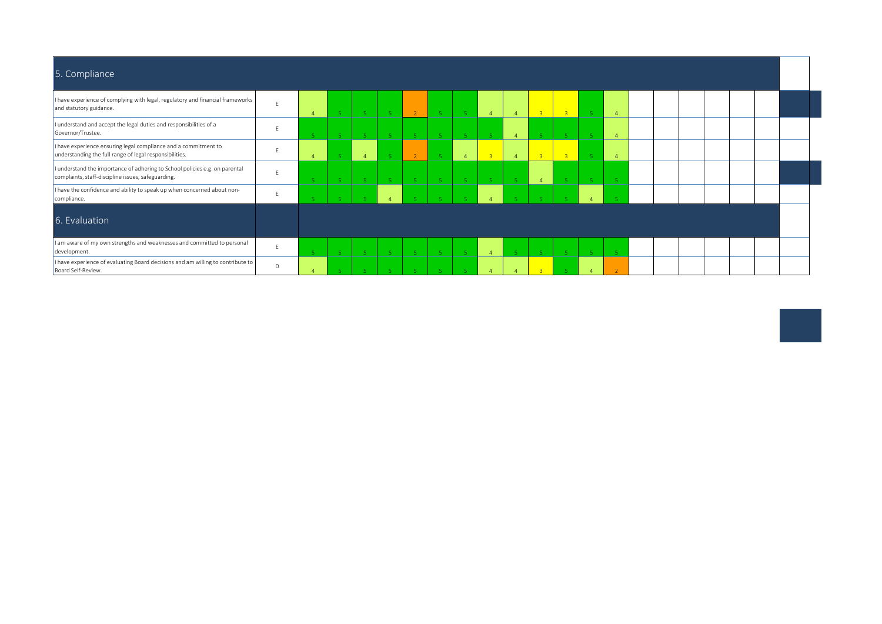## 5. Compliance

| | | | | | | | | | | | | | | | | | | | | | |
|---|---|---|---|---|---|---|---|---|---|---|---|---|---|---|---|---|---|---|---|---|---|
| I have experience of complying with legal, regulatory and financial frameworks and statutory guidance. | E | 4 | 5 | 5 | 5 | 2 | 5 | 5 | 4 | 4 | 3 | 3 | 5 | 4 | | | | | | | |
| I understand and accept the legal duties and responsibilities of a Governor/Trustee. | E | 5 | 5 | 5 | 5 | 5 | 5 | 5 | 5 | 4 | 5 | 5 | 5 | 4 | | | | | | | |
| I have experience ensuring legal compliance and a commitment to understanding the full range of legal responsibilities. | E | 4 | 5 | 4 | 5 | 2 | 5 | 4 | 3 | 4 | 3 | 3 | 5 | 4 | | | | | | | |
| I understand the importance of adhering to School policies e.g. on parental complaints, staff-discipline issues, safeguarding. | E | 5 | 5 | 5 | 5 | 5 | 5 | 5 | 5 | 5 | 4 | 5 | 5 | 5 | | | | | | | |
| I have the confidence and ability to speak up when concerned about non-compliance. | E | 5 | 5 | 5 | 4 | 5 | 5 | 5 | 4 | 5 | 5 | 5 | 4 | 5 | | | | | | | |

## 6. Evaluation

| | | | | | | | | | | | | | | | | | | | | | |
|---|---|---|---|---|---|---|---|---|---|---|---|---|---|---|---|---|---|---|---|---|---|
| I am aware of my own strengths and weaknesses and committed to personal development. | E | 5 | 5 | 5 | 5 | 5 | 5 | 5 | 4 | 5 | 5 | 5 | 5 | 5 | | | | | | | |
| I have experience of evaluating Board decisions and am willing to contribute to Board Self-Review. | D | 4 | 5 | 5 | 5 | 5 | 5 | 5 | 4 | 4 | 3 | 5 | 4 | 2 | | | | | | | |